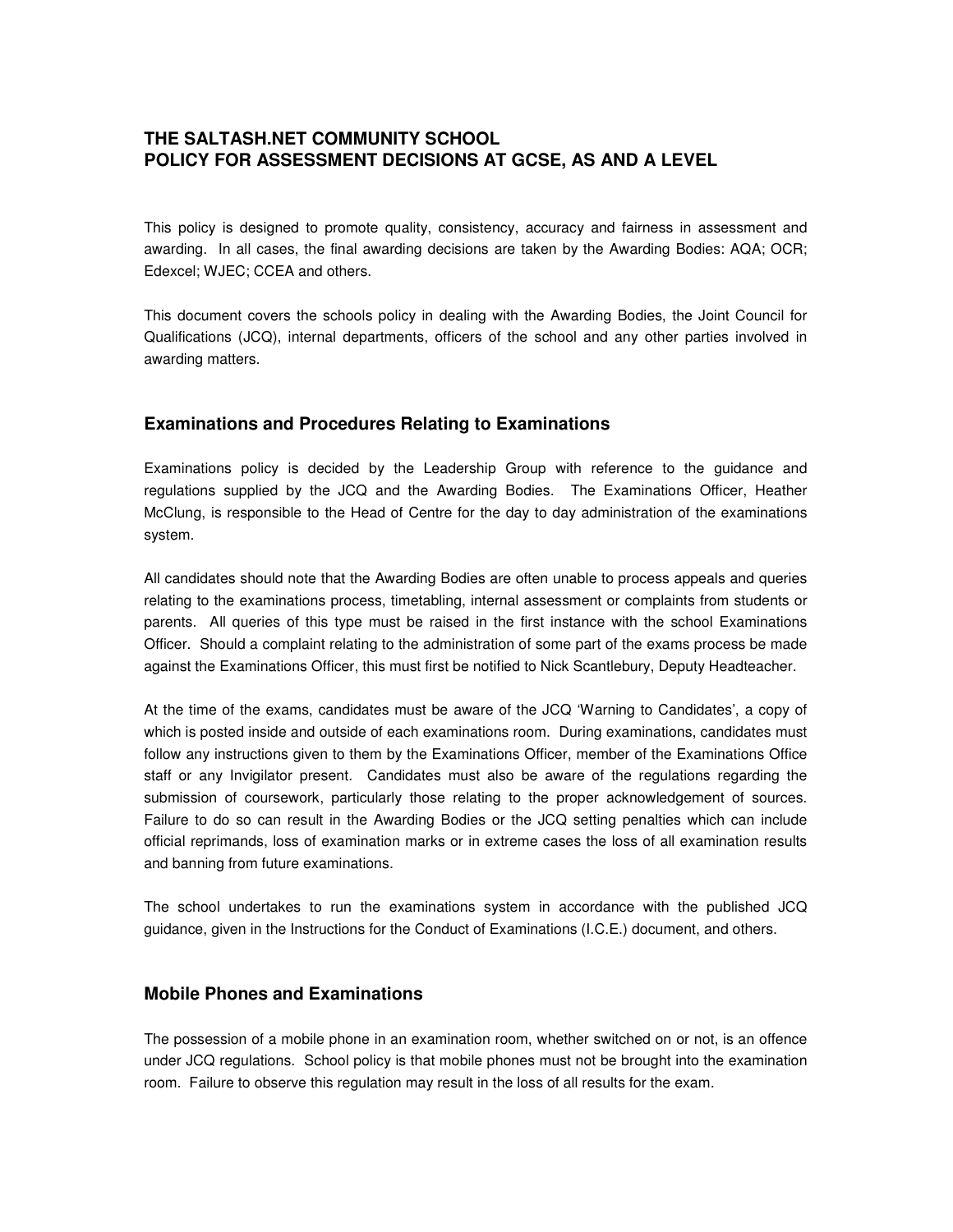# THE SALTASH.NET COMMUNITY SCHOOL
# POLICY FOR ASSESSMENT DECISIONS AT GCSE, AS AND A LEVEL

This policy is designed to promote quality, consistency, accuracy and fairness in assessment and awarding. In all cases, the final awarding decisions are taken by the Awarding Bodies: AQA; OCR; Edexcel; WJEC; CCEA and others.

This document covers the schools policy in dealing with the Awarding Bodies, the Joint Council for Qualifications (JCQ), internal departments, officers of the school and any other parties involved in awarding matters.

## Examinations and Procedures Relating to Examinations

Examinations policy is decided by the Leadership Group with reference to the guidance and regulations supplied by the JCQ and the Awarding Bodies. The Examinations Officer, Heather McClung, is responsible to the Head of Centre for the day to day administration of the examinations system.

All candidates should note that the Awarding Bodies are often unable to process appeals and queries relating to the examinations process, timetabling, internal assessment or complaints from students or parents. All queries of this type must be raised in the first instance with the school Examinations Officer. Should a complaint relating to the administration of some part of the exams process be made against the Examinations Officer, this must first be notified to Nick Scantlebury, Deputy Headteacher.

At the time of the exams, candidates must be aware of the JCQ 'Warning to Candidates', a copy of which is posted inside and outside of each examinations room. During examinations, candidates must follow any instructions given to them by the Examinations Officer, member of the Examinations Office staff or any Invigilator present. Candidates must also be aware of the regulations regarding the submission of coursework, particularly those relating to the proper acknowledgement of sources. Failure to do so can result in the Awarding Bodies or the JCQ setting penalties which can include official reprimands, loss of examination marks or in extreme cases the loss of all examination results and banning from future examinations.

The school undertakes to run the examinations system in accordance with the published JCQ guidance, given in the Instructions for the Conduct of Examinations (I.C.E.) document, and others.

## Mobile Phones and Examinations

The possession of a mobile phone in an examination room, whether switched on or not, is an offence under JCQ regulations. School policy is that mobile phones must not be brought into the examination room. Failure to observe this regulation may result in the loss of all results for the exam.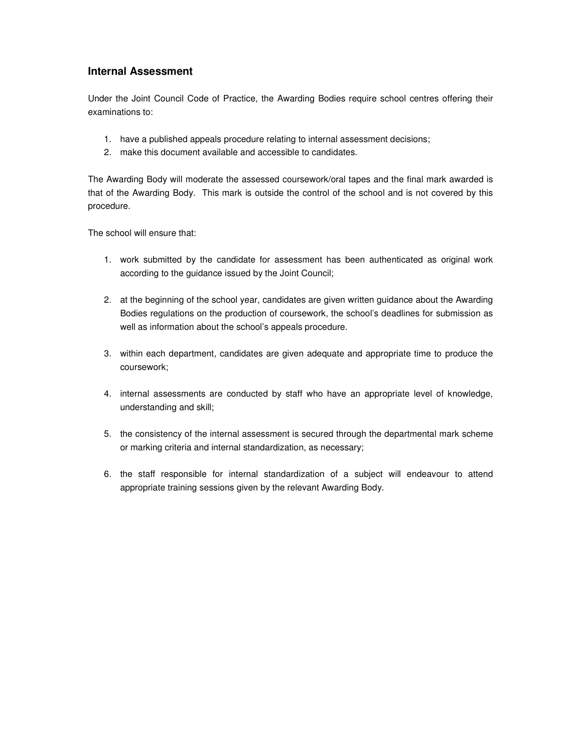## Internal Assessment

Under the Joint Council Code of Practice, the Awarding Bodies require school centres offering their examinations to:

1. have a published appeals procedure relating to internal assessment decisions;
2. make this document available and accessible to candidates.

The Awarding Body will moderate the assessed coursework/oral tapes and the final mark awarded is that of the Awarding Body. This mark is outside the control of the school and is not covered by this procedure.

The school will ensure that:

1. work submitted by the candidate for assessment has been authenticated as original work according to the guidance issued by the Joint Council;

2. at the beginning of the school year, candidates are given written guidance about the Awarding Bodies regulations on the production of coursework, the school's deadlines for submission as well as information about the school's appeals procedure.

3. within each department, candidates are given adequate and appropriate time to produce the coursework;

4. internal assessments are conducted by staff who have an appropriate level of knowledge, understanding and skill;

5. the consistency of the internal assessment is secured through the departmental mark scheme or marking criteria and internal standardization, as necessary;

6. the staff responsible for internal standardization of a subject will endeavour to attend appropriate training sessions given by the relevant Awarding Body.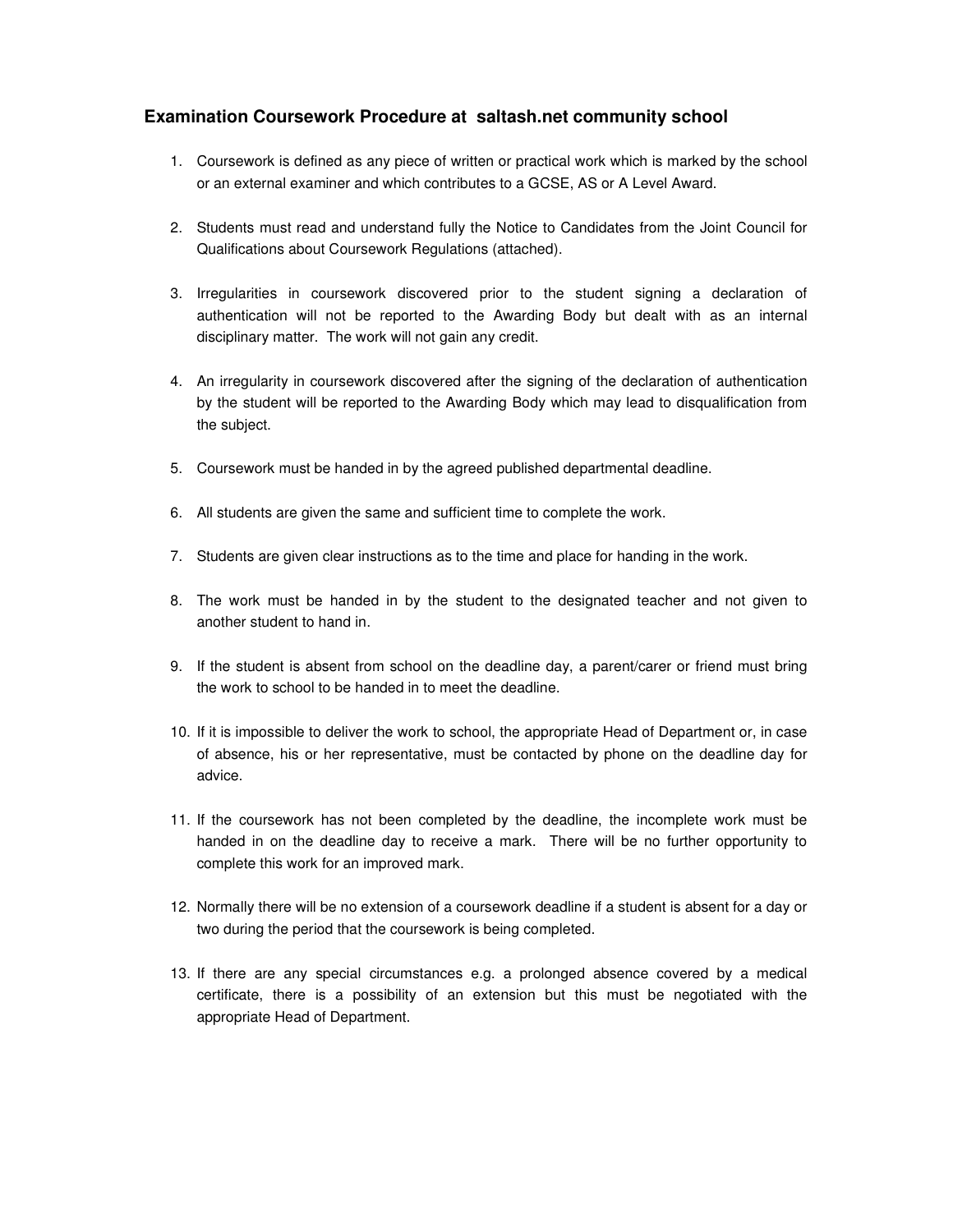## Examination Coursework Procedure at saltash.net community school

1. Coursework is defined as any piece of written or practical work which is marked by the school or an external examiner and which contributes to a GCSE, AS or A Level Award.
2. Students must read and understand fully the Notice to Candidates from the Joint Council for Qualifications about Coursework Regulations (attached).
3. Irregularities in coursework discovered prior to the student signing a declaration of authentication will not be reported to the Awarding Body but dealt with as an internal disciplinary matter. The work will not gain any credit.
4. An irregularity in coursework discovered after the signing of the declaration of authentication by the student will be reported to the Awarding Body which may lead to disqualification from the subject.
5. Coursework must be handed in by the agreed published departmental deadline.
6. All students are given the same and sufficient time to complete the work.
7. Students are given clear instructions as to the time and place for handing in the work.
8. The work must be handed in by the student to the designated teacher and not given to another student to hand in.
9. If the student is absent from school on the deadline day, a parent/carer or friend must bring the work to school to be handed in to meet the deadline.
10. If it is impossible to deliver the work to school, the appropriate Head of Department or, in case of absence, his or her representative, must be contacted by phone on the deadline day for advice.
11. If the coursework has not been completed by the deadline, the incomplete work must be handed in on the deadline day to receive a mark. There will be no further opportunity to complete this work for an improved mark.
12. Normally there will be no extension of a coursework deadline if a student is absent for a day or two during the period that the coursework is being completed.
13. If there are any special circumstances e.g. a prolonged absence covered by a medical certificate, there is a possibility of an extension but this must be negotiated with the appropriate Head of Department.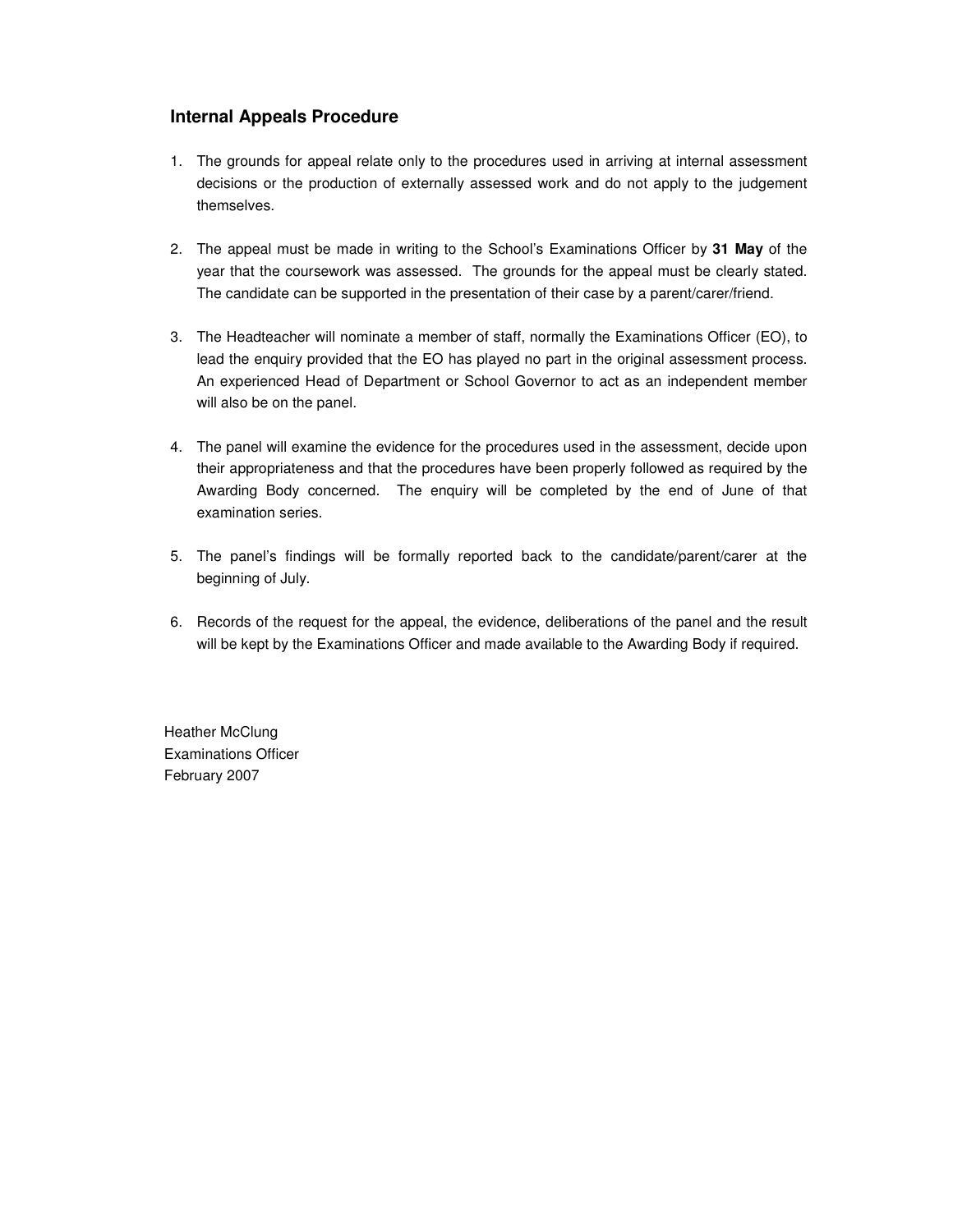## Internal Appeals Procedure

1. The grounds for appeal relate only to the procedures used in arriving at internal assessment decisions or the production of externally assessed work and do not apply to the judgement themselves.

2. The appeal must be made in writing to the School's Examinations Officer by **31 May** of the year that the coursework was assessed. The grounds for the appeal must be clearly stated. The candidate can be supported in the presentation of their case by a parent/carer/friend.

3. The Headteacher will nominate a member of staff, normally the Examinations Officer (EO), to lead the enquiry provided that the EO has played no part in the original assessment process. An experienced Head of Department or School Governor to act as an independent member will also be on the panel.

4. The panel will examine the evidence for the procedures used in the assessment, decide upon their appropriateness and that the procedures have been properly followed as required by the Awarding Body concerned. The enquiry will be completed by the end of June of that examination series.

5. The panel's findings will be formally reported back to the candidate/parent/carer at the beginning of July.

6. Records of the request for the appeal, the evidence, deliberations of the panel and the result will be kept by the Examinations Officer and made available to the Awarding Body if required.

Heather McClung
Examinations Officer
February 2007